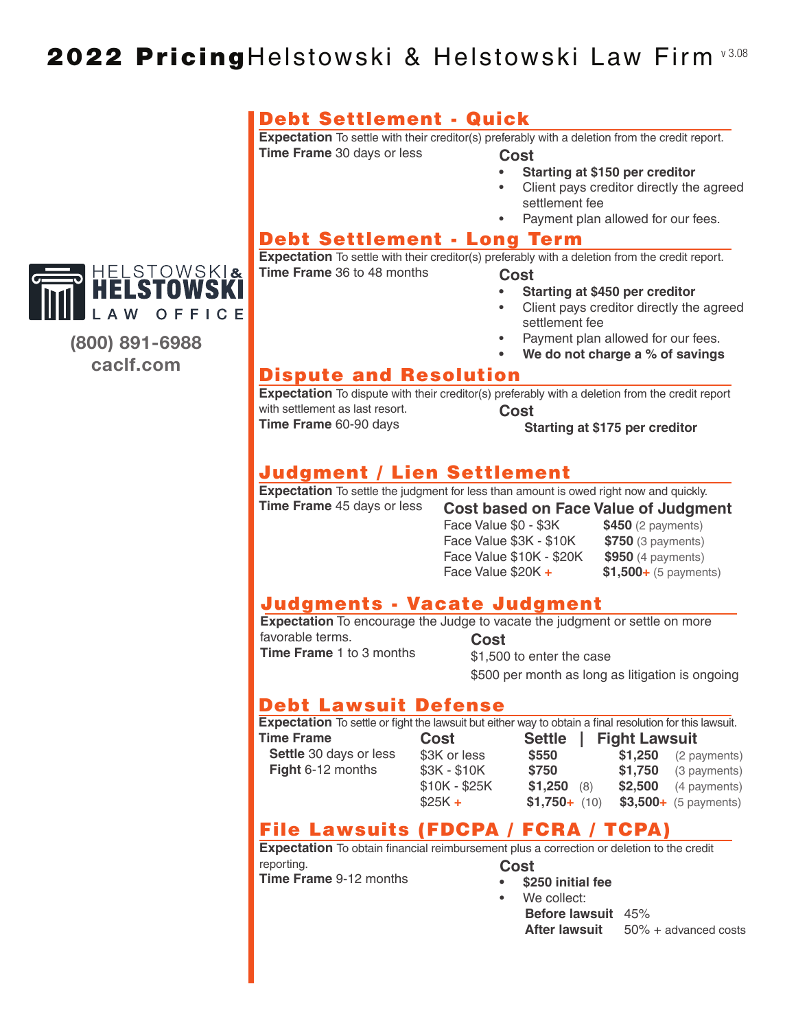# 2022 Pricing Helstowski & Helstowski Law Firm

v 3.08

HELSTOWSKI & HELSTOWSKI LAW OFFICE

(800) 891-6988
caclf.com

## Debt Settlement - Quick

**Expectation** To settle with their creditor(s) preferably with a deletion from the credit report.

**Time Frame** 30 days or less

**Cost**

- **Starting at $150 per creditor**
- Client pays creditor directly the agreed settlement fee
- Payment plan allowed for our fees.

## Debt Settlement - Long Term

**Expectation** To settle with their creditor(s) preferably with a deletion from the credit report.

**Time Frame** 36 to 48 months

**Cost**

- **Starting at $450 per creditor**
- Client pays creditor directly the agreed settlement fee
- Payment plan allowed for our fees.
- **We do not charge a % of savings**

## Dispute and Resolution

**Expectation** To dispute with their creditor(s) preferably with a deletion from the credit report with settlement as last resort.

**Time Frame** 60-90 days

**Cost**

**Starting at $175 per creditor**

## Judgment / Lien Settlement

**Expectation** To settle the judgment for less than amount is owed right now and quickly.

**Time Frame** 45 days or less

**Cost based on Face Value of Judgment**

| Face Value | Cost |
|---|---|
| Face Value $0 - $3K | **$450** (2 payments) |
| Face Value $3K - $10K | **$750** (3 payments) |
| Face Value $10K - $20K | **$950** (4 payments) |
| Face Value $20K + | **$1,500+** (5 payments) |

## Judgments - Vacate Judgment

**Expectation** To encourage the Judge to vacate the judgment or settle on more favorable terms.

**Time Frame** 1 to 3 months

**Cost**

$1,500 to enter the case

$500 per month as long as litigation is ongoing

## Debt Lawsuit Defense

**Expectation** To settle or fight the lawsuit but either way to obtain a final resolution for this lawsuit.

**Time Frame**

**Settle** 30 days or less

**Fight** 6-12 months

| Cost | Settle | Fight Lawsuit |
|---|---|---|
| $3K or less | **$550** | **$1,250** (2 payments) |
| $3K - $10K | **$750** | **$1,750** (3 payments) |
| $10K - $25K | **$1,250** (8) | **$2,500** (4 payments) |
| $25K + | **$1,750+** (10) | **$3,500+** (5 payments) |

## File Lawsuits (FDCPA / FCRA / TCPA)

**Expectation** To obtain financial reimbursement plus a correction or deletion to the credit reporting.

**Time Frame** 9-12 months

**Cost**

- **$250 initial fee**
- We collect:
  - **Before lawsuit** 45%
  - **After lawsuit** 50% + advanced costs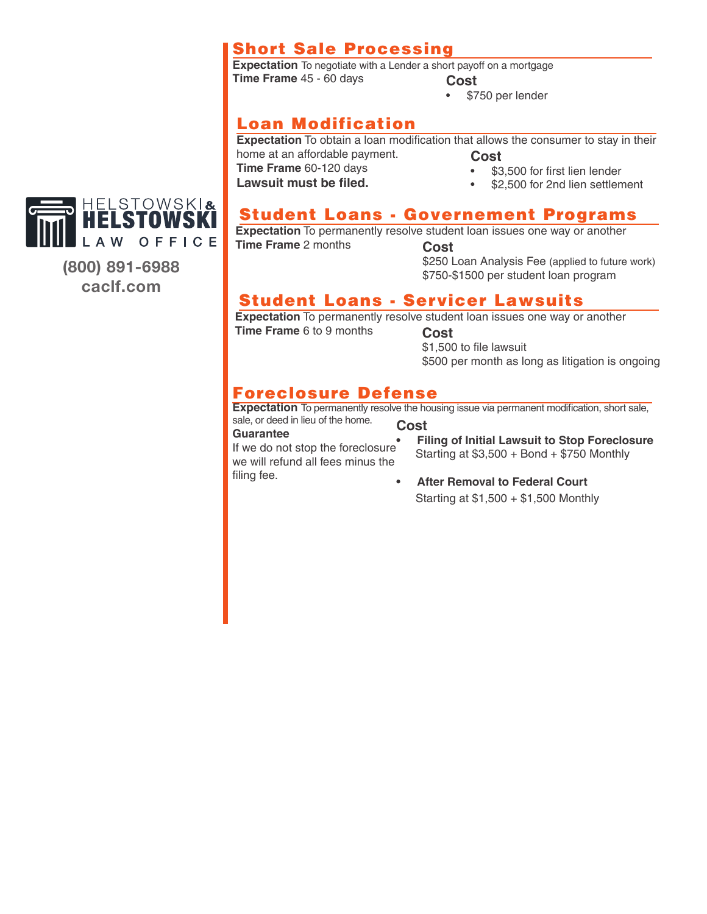HELSTOWSKI & HELSTOWSKI LAW OFFICE

(800) 891-6988
caclf.com

## Short Sale Processing

**Expectation** To negotiate with a Lender a short payoff on a mortgage

**Time Frame** 45 - 60 days

**Cost**

- $750 per lender

## Loan Modification

**Expectation** To obtain a loan modification that allows the consumer to stay in their home at an affordable payment.

**Time Frame** 60-120 days

**Lawsuit must be filed.**

**Cost**

- $3,500 for first lien lender
- $2,500 for 2nd lien settlement

## Student Loans - Governement Programs

**Expectation** To permanently resolve student loan issues one way or another

**Time Frame** 2 months

**Cost**

$250 Loan Analysis Fee (applied to future work)
$750-$1500 per student loan program

## Student Loans - Servicer Lawsuits

**Expectation** To permanently resolve student loan issues one way or another

**Time Frame** 6 to 9 months

**Cost**

$1,500 to file lawsuit
$500 per month as long as litigation is ongoing

## Foreclosure Defense

**Expectation** To permanently resolve the housing issue via permanent modification, short sale, sale, or deed in lieu of the home.

**Guarantee**
If we do not stop the foreclosure we will refund all fees minus the filing fee.

**Cost**

- **Filing of Initial Lawsuit to Stop Foreclosure**
  Starting at $3,500 + Bond + $750 Monthly
- **After Removal to Federal Court**
  Starting at $1,500 + $1,500 Monthly